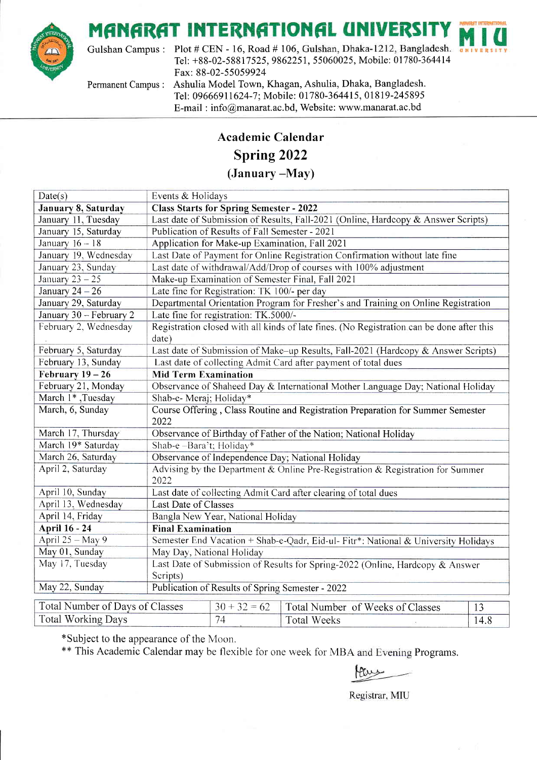# MANARAT INTERNATIONAL UNIVERSITY

Gulshan Campus : Plot # CEN - 16, Road # 106, Gulshan, Dhaka-1212, Bangladesh.
Tel: +88-02-58817525, 9862251, 55060025, Mobile: 01780-364414
Fax: 88-02-55059924

Permanent Campus : Ashulia Model Town, Khagan, Ashulia, Dhaka, Bangladesh.
Tel: 09666911624-7; Mobile: 01780-364415, 01819-245895
E-mail : info@manarat.ac.bd, Website: www.manarat.ac.bd

## Academic Calendar
## Spring 2022
### (January –May)

| Date(s) | Events & Holidays |
|---|---|
| **January 8, Saturday** | **Class Starts for Spring Semester - 2022** |
| January 11, Tuesday | Last date of Submission of Results, Fall-2021 (Online, Hardcopy & Answer Scripts) |
| January 15, Saturday | Publication of Results of Fall Semester - 2021 |
| January 16 – 18 | Application for Make-up Examination, Fall 2021 |
| January 19, Wednesday | Last Date of Payment for Online Registration Confirmation without late fine |
| January 23, Sunday | Last date of withdrawal/Add/Drop of courses with 100% adjustment |
| January 23 – 25 | Make-up Examination of Semester Final, Fall 2021 |
| January 24 – 26 | Late fine for Registration: TK 100/- per day |
| January 29, Saturday | Departmental Orientation Program for Fresher's and Training on Online Registration |
| January 30 – February 2 | Late fine for registration: TK.5000/- |
| February 2, Wednesday | Registration closed with all kinds of late fines. (No Registration can be done after this date) |
| February 5, Saturday | Last date of Submission of Make–up Results, Fall-2021 (Hardcopy & Answer Scripts) |
| February 13, Sunday | Last date of collecting Admit Card after payment of total dues |
| **February 19 – 26** | **Mid Term Examination** |
| February 21, Monday | Observance of Shaheed Day & International Mother Language Day; National Holiday |
| March 1* ,Tuesday | Shab-e- Meraj; Holiday* |
| March, 6, Sunday | Course Offering , Class Routine and Registration Preparation for Summer Semester 2022 |
| March 17, Thursday | Observance of Birthday of Father of the Nation; National Holiday |
| March 19* Saturday | Shab-e –Bara't; Holiday* |
| March 26, Saturday | Observance of Independence Day; National Holiday |
| April 2, Saturday | Advising by the Department & Online Pre-Registration & Registration for Summer 2022 |
| April 10, Sunday | Last date of collecting Admit Card after clearing of total dues |
| April 13, Wednesday | Last Date of Classes |
| April 14, Friday | Bangla New Year, National Holiday |
| **April 16 - 24** | **Final Examination** |
| April 25 – May 9 | Semester End Vacation + Shab-e-Qadr, Eid-ul- Fitr*: National & University Holidays |
| May 01, Sunday | May Day, National Holiday |
| May 17, Tuesday | Last Date of Submission of Results for Spring-2022 (Online, Hardcopy & Answer Scripts) |
| May 22, Sunday | Publication of Results of Spring Semester - 2022 |

| Total Number of Days of Classes | 30 + 32 = 62 | Total Number of Weeks of Classes | 13 |
|---|---|---|---|
| Total Working Days | 74 | Total Weeks | 14.8 |

*Subject to the appearance of the Moon.

** This Academic Calendar may be flexible for one week for MBA and Evening Programs.

Registrar, MIU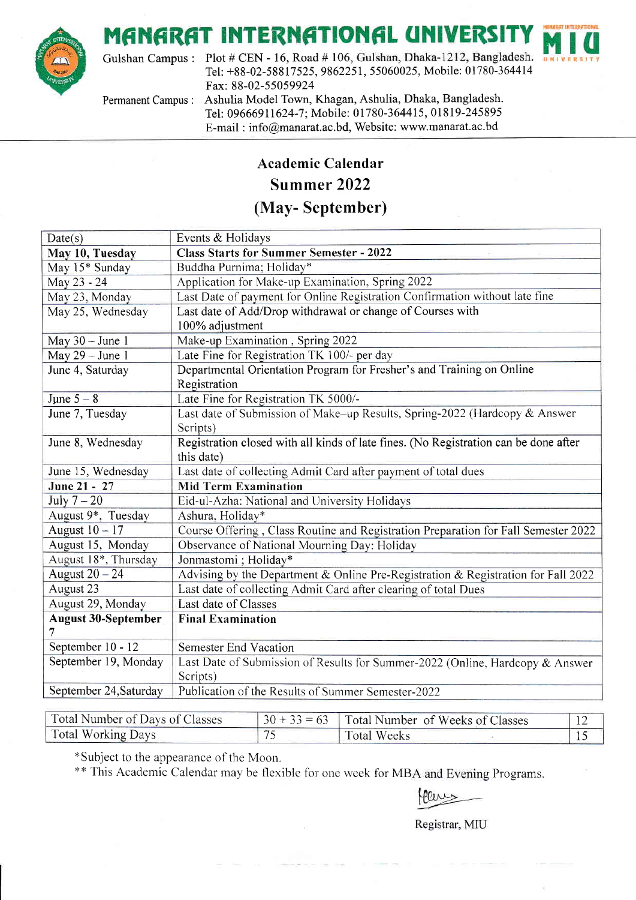# MANARAT INTERNATIONAL UNIVERSITY

Gulshan Campus : Plot # CEN - 16, Road # 106, Gulshan, Dhaka-1212, Bangladesh.
Tel: +88-02-58817525, 9862251, 55060025, Mobile: 01780-364414
Fax: 88-02-55059924

Permanent Campus : Ashulia Model Town, Khagan, Ashulia, Dhaka, Bangladesh.
Tel: 09666911624-7; Mobile: 01780-364415, 01819-245895
E-mail : info@manarat.ac.bd, Website: www.manarat.ac.bd

## Academic Calendar
## Summer 2022
## (May- September)

| Date(s) | Events & Holidays |
|---|---|
| **May 10, Tuesday** | **Class Starts for Summer Semester - 2022** |
| May 15* Sunday | Buddha Purnima; Holiday* |
| May 23 - 24 | Application for Make-up Examination, Spring 2022 |
| May 23, Monday | Last Date of payment for Online Registration Confirmation without late fine |
| May 25, Wednesday | Last date of Add/Drop withdrawal or change of Courses with 100% adjustment |
| May 30 – June 1 | Make-up Examination , Spring 2022 |
| May 29 – June 1 | Late Fine for Registration TK 100/- per day |
| June 4, Saturday | Departmental Orientation Program for Fresher's and Training on Online Registration |
| June 5 – 8 | Late Fine for Registration TK 5000/- |
| June 7, Tuesday | Last date of Submission of Make–up Results, Spring-2022 (Hardcopy & Answer Scripts) |
| June 8, Wednesday | Registration closed with all kinds of late fines. (No Registration can be done after this date) |
| June 15, Wednesday | Last date of collecting Admit Card after payment of total dues |
| **June 21 - 27** | **Mid Term Examination** |
| July 7 – 20 | Eid-ul-Azha: National and University Holidays |
| August 9*, Tuesday | Ashura, Holiday* |
| August 10 – 17 | Course Offering , Class Routine and Registration Preparation for Fall Semester 2022 |
| August 15, Monday | Observance of National Mourning Day: Holiday |
| August 18*, Thursday | Jonmastomi ; Holiday* |
| August 20 – 24 | Advising by the Department & Online Pre-Registration & Registration for Fall 2022 |
| August 23 | Last date of collecting Admit Card after clearing of total Dues |
| August 29, Monday | Last date of Classes |
| **August 30-September 7** | **Final Examination** |
| September 10 - 12 | Semester End Vacation |
| September 19, Monday | Last Date of Submission of Results for Summer-2022 (Online, Hardcopy & Answer Scripts) |
| September 24,Saturday | Publication of the Results of Summer Semester-2022 |

| Total Number of Days of Classes | 30 + 33 = 63 | Total Number of Weeks of Classes | 12 |
|---|---|---|---|
| Total Working Days | 75 | Total Weeks | 15 |

*Subject to the appearance of the Moon.

** This Academic Calendar may be flexible for one week for MBA and Evening Programs.

Registrar, MIU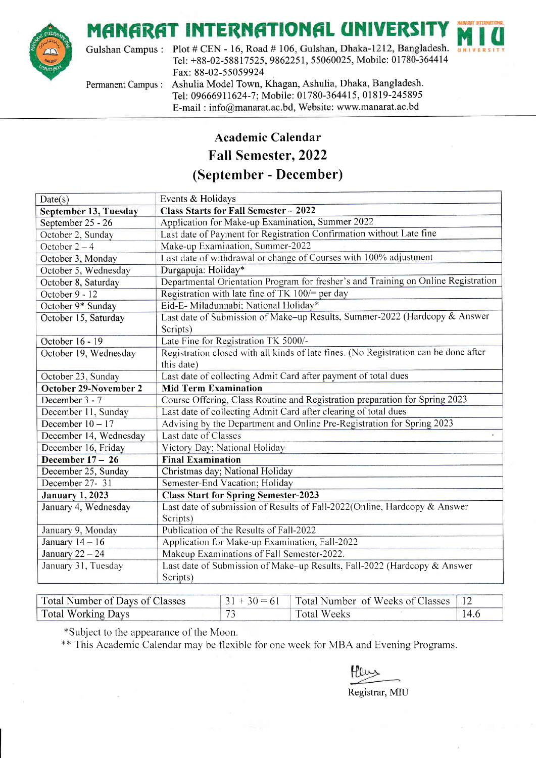# MANARAT INTERNATIONAL UNIVERSITY

Gulshan Campus : Plot # CEN - 16, Road # 106, Gulshan, Dhaka-1212, Bangladesh.
Tel: +88-02-58817525, 9862251, 55060025, Mobile: 01780-364414
Fax: 88-02-55059924

Permanent Campus : Ashulia Model Town, Khagan, Ashulia, Dhaka, Bangladesh.
Tel: 09666911624-7; Mobile: 01780-364415, 01819-245895
E-mail : info@manarat.ac.bd, Website: www.manarat.ac.bd

## Academic Calendar
## Fall Semester, 2022
## (September - December)

| Date(s) | Events & Holidays |
|---|---|
| **September 13, Tuesday** | **Class Starts for Fall Semester – 2022** |
| September 25 - 26 | Application for Make-up Examination, Summer 2022 |
| October 2, Sunday | Last date of Payment for Registration Confirmation without Late fine |
| October 2 – 4 | Make-up Examination, Summer-2022 |
| October 3, Monday | Last date of withdrawal or change of Courses with 100% adjustment |
| October 5, Wednesday | Durgapuja: Holiday* |
| October 8, Saturday | Departmental Orientation Program for fresher's and Training on Online Registration |
| October 9 - 12 | Registration with late fine of TK 100/= per day |
| October 9* Sunday | Eid-E- Miladunnabi; National Holiday* |
| October 15, Saturday | Last date of Submission of Make–up Results, Summer-2022 (Hardcopy & Answer Scripts) |
| October 16 - 19 | Late Fine for Registration TK 5000/- |
| October 19, Wednesday | Registration closed with all kinds of late fines. (No Registration can be done after this date) |
| October 23, Sunday | Last date of collecting Admit Card after payment of total dues |
| **October 29-November 2** | **Mid Term Examination** |
| December 3 - 7 | Course Offering, Class Routine and Registration preparation for Spring 2023 |
| December 11, Sunday | Last date of collecting Admit Card after clearing of total dues |
| December 10 – 17 | Advising by the Department and Online Pre-Registration for Spring 2023 |
| December 14, Wednesday | Last date of Classes |
| December 16, Friday | Victory Day; National Holiday |
| **December 17 – 26** | **Final Examination** |
| December 25, Sunday | Christmas day; National Holiday |
| December 27- 31 | Semester-End Vacation; Holiday |
| **January 1, 2023** | **Class Start for Spring Semester-2023** |
| January 4, Wednesday | Last date of submission of Results of Fall-2022(Online, Hardcopy & Answer Scripts) |
| January 9, Monday | Publication of the Results of Fall-2022 |
| January 14 – 16 | Application for Make-up Examination, Fall-2022 |
| January 22 – 24 | Makeup Examinations of Fall Semester-2022. |
| January 31, Tuesday | Last date of Submission of Make–up Results, Fall-2022 (Hardcopy & Answer Scripts) |

| | | | |
|---|---|---|---|
| Total Number of Days of Classes | 31 + 30 = 61 | Total Number of Weeks of Classes | 12 |
| Total Working Days | 73 | Total Weeks | 14.6 |

*Subject to the appearance of the Moon.

** This Academic Calendar may be flexible for one week for MBA and Evening Programs.

Registrar, MIU